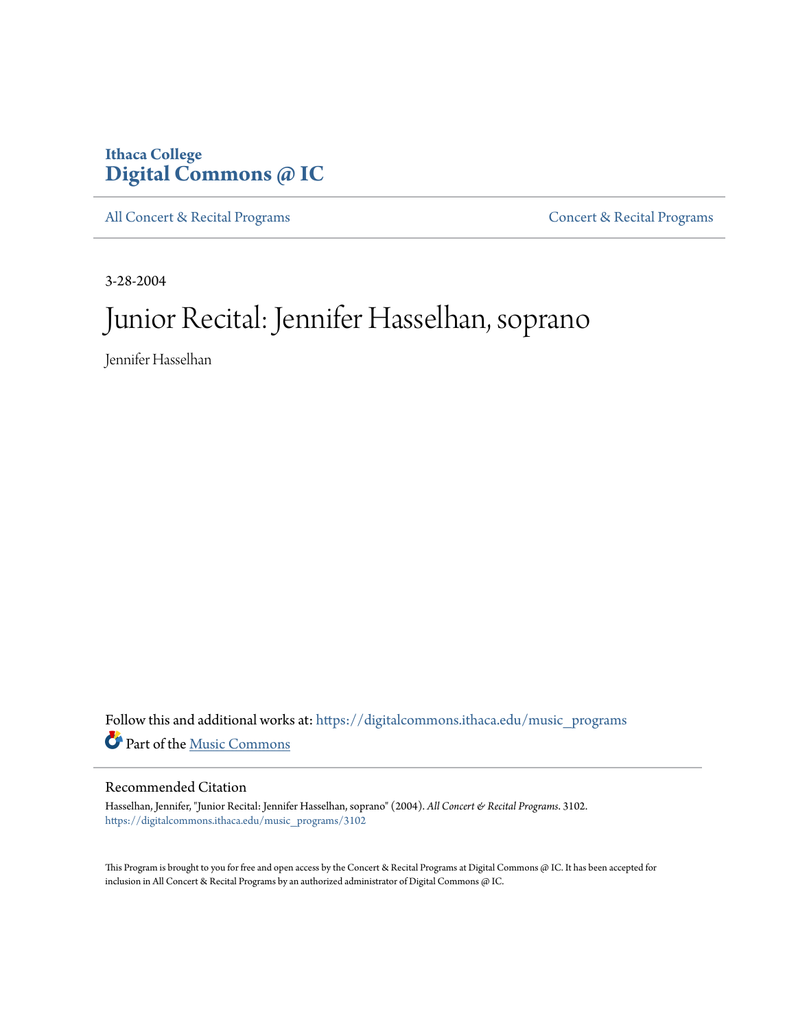Ithaca College
**Digital Commons @ IC**

All Concert & Recital Programs

Concert & Recital Programs

3-28-2004

# Junior Recital: Jennifer Hasselhan, soprano

Jennifer Hasselhan

Follow this and additional works at: https://digitalcommons.ithaca.edu/music_programs

Part of the Music Commons

## Recommended Citation

Hasselhan, Jennifer, "Junior Recital: Jennifer Hasselhan, soprano" (2004). *All Concert & Recital Programs*. 3102.
https://digitalcommons.ithaca.edu/music_programs/3102

This Program is brought to you for free and open access by the Concert & Recital Programs at Digital Commons @ IC. It has been accepted for inclusion in All Concert & Recital Programs by an authorized administrator of Digital Commons @ IC.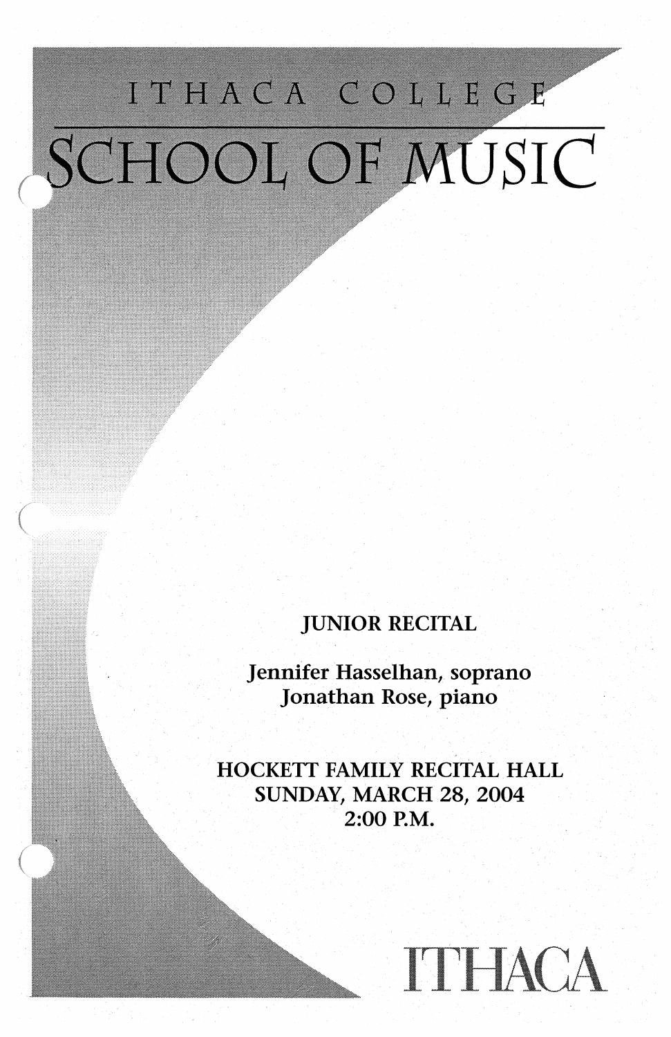ITHACA COLLEGE

# SCHOOL OF MUSIC

JUNIOR RECITAL

Jennifer Hasselhan, soprano
Jonathan Rose, piano

HOCKETT FAMILY RECITAL HALL
SUNDAY, MARCH 28, 2004
2:00 P.M.

ITHACA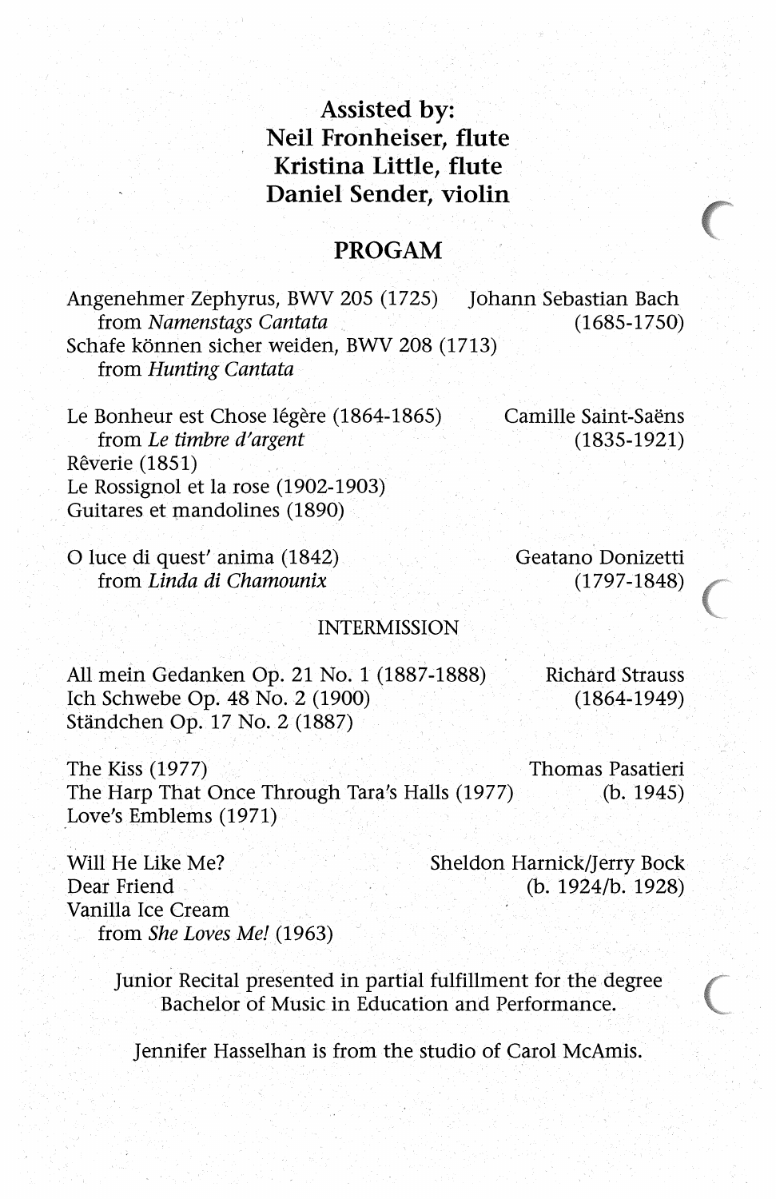**Assisted by:**
**Neil Fronheiser, flute**
**Kristina Little, flute**
**Daniel Sender, violin**

## PROGAM

Angenehmer Zephyrus, BWV 205 (1725) — Johann Sebastian Bach (1685-1750)
from *Namenstags Cantata*
Schafe können sicher weiden, BWV 208 (1713)
from *Hunting Cantata*

Le Bonheur est Chose légère (1864-1865) — Camille Saint-Saëns (1835-1921)
from *Le timbre d'argent*
Rêverie (1851)
Le Rossignol et la rose (1902-1903)
Guitares et mandolines (1890)

O luce di quest' anima (1842) — Geatano Donizetti (1797-1848)
from *Linda di Chamounix*

INTERMISSION

All mein Gedanken Op. 21 No. 1 (1887-1888) — Richard Strauss (1864-1949)
Ich Schwebe Op. 48 No. 2 (1900)
Ständchen Op. 17 No. 2 (1887)

The Kiss (1977) — Thomas Pasatieri (b. 1945)
The Harp That Once Through Tara's Halls (1977)
Love's Emblems (1971)

Will He Like Me? — Sheldon Harnick/Jerry Bock (b. 1924/b. 1928)
Dear Friend
Vanilla Ice Cream
from *She Loves Me!* (1963)

Junior Recital presented in partial fulfillment for the degree Bachelor of Music in Education and Performance.

Jennifer Hasselhan is from the studio of Carol McAmis.